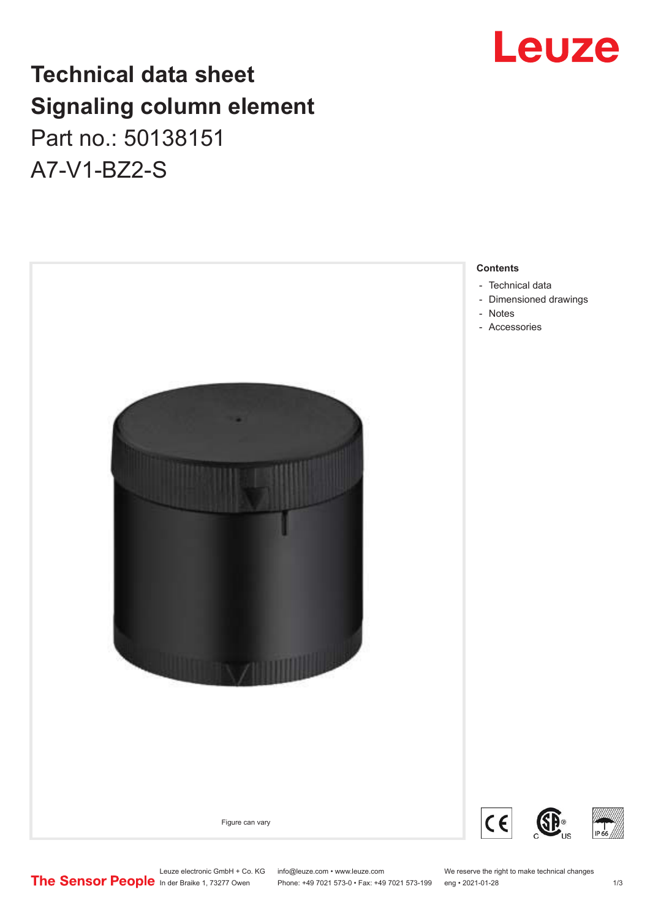# Technical data sheet

# Signaling column element

Part no.: 50138151

A7-V1-BZ2-S

Leuze

Figure can vary

**Contents**

- Technical data
- Dimensioned drawings
- Notes
- Accessories

The Sensor People

Leuze electronic GmbH + Co. KG
In der Braike 1, 73277 Owen

info@leuze.com • www.leuze.com
Phone: +49 7021 573-0 • Fax: +49 7021 573-199

We reserve the right to make technical changes
eng • 2021-01-28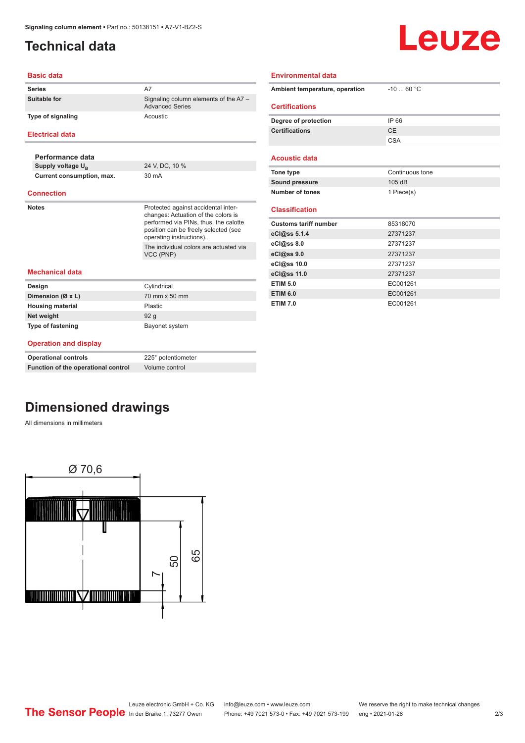# Technical data

## Basic data

| | |
|---|---|
| Series | A7 |
| Suitable for | Signaling column elements of the A7 – Advanced Series |
| Type of signaling | Acoustic |

## Electrical data

| | |
|---|---|
| **Performance data** | |
| Supply voltage $U_B$ | 24 V, DC, 10 % |
| Current consumption, max. | 30 mA |

## Connection

| | |
|---|---|
| Notes | Protected against accidental inter-changes: Actuation of the colors is performed via PINs, thus, the calotte position can be freely selected (see operating instructions). |
| | The individual colors are actuated via VCC (PNP) |

## Mechanical data

| | |
|---|---|
| Design | Cylindrical |
| Dimension (Ø x L) | 70 mm x 50 mm |
| Housing material | Plastic |
| Net weight | 92 g |
| Type of fastening | Bayonet system |

## Operation and display

| | |
|---|---|
| Operational controls | 225° potentiometer |
| Function of the operational control | Volume control |

## Environmental data

| | |
|---|---|
| Ambient temperature, operation | -10 ... 60 °C |

## Certifications

| | |
|---|---|
| Degree of protection | IP 66 |
| Certifications | CE |
| | CSA |

## Acoustic data

| | |
|---|---|
| Tone type | Continuous tone |
| Sound pressure | 105 dB |
| Number of tones | 1 Piece(s) |

## Classification

| | |
|---|---|
| Customs tariff number | 85318070 |
| eCl@ss 5.1.4 | 27371237 |
| eCl@ss 8.0 | 27371237 |
| eCl@ss 9.0 | 27371237 |
| eCl@ss 10.0 | 27371237 |
| eCl@ss 11.0 | 27371237 |
| ETIM 5.0 | EC001261 |
| ETIM 6.0 | EC001261 |
| ETIM 7.0 | EC001261 |

# Dimensioned drawings

All dimensions in millimeters

Ø 70,6

7 50 65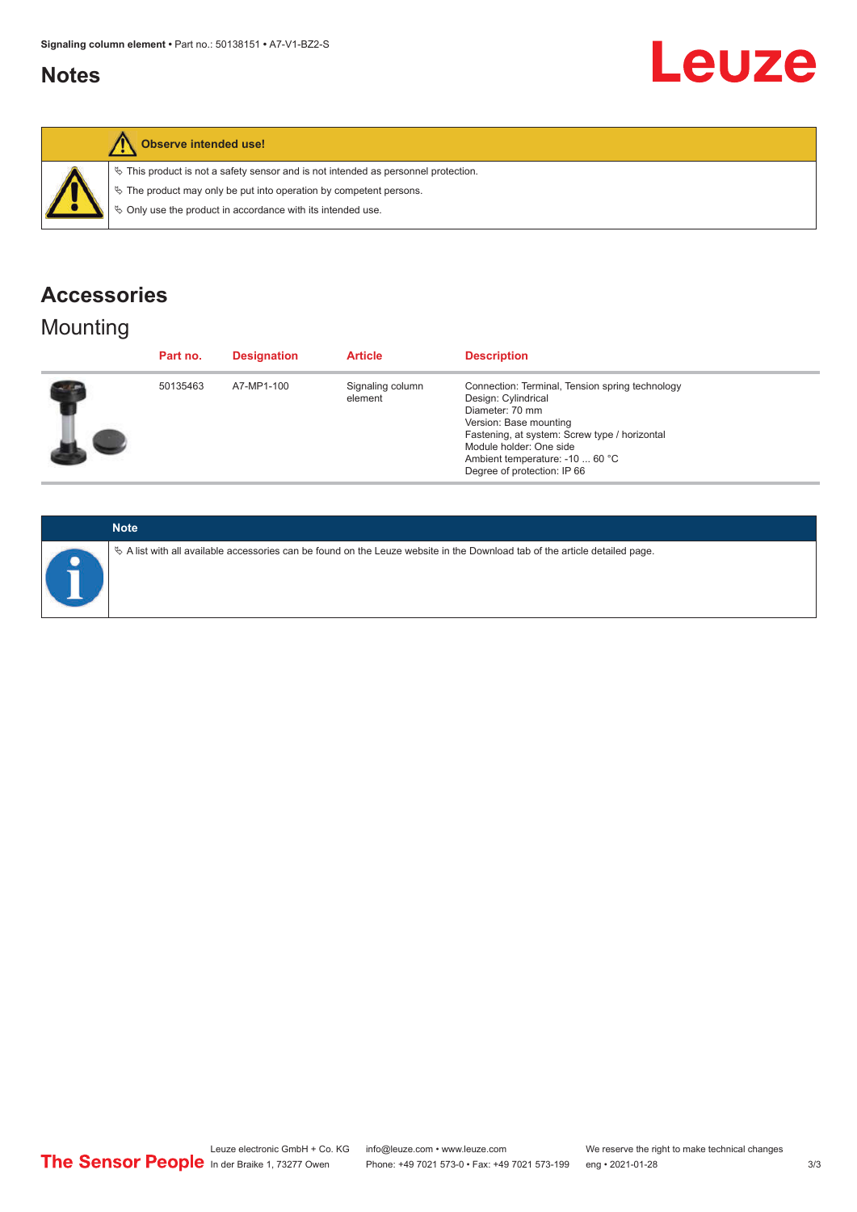## Notes

**Observe intended use!**

- ✎ This product is not a safety sensor and is not intended as personnel protection.
- ✎ The product may only be put into operation by competent persons.
- ✎ Only use the product in accordance with its intended use.

## Accessories

### Mounting

| | Part no. | Designation | Article | Description |
|---|---|---|---|---|
| | 50135463 | A7-MP1-100 | Signaling column element | Connection: Terminal, Tension spring technology<br>Design: Cylindrical<br>Diameter: 70 mm<br>Version: Base mounting<br>Fastening, at system: Screw type / horizontal<br>Module holder: One side<br>Ambient temperature: -10 ... 60 °C<br>Degree of protection: IP 66 |

**Note**

- ✎ A list with all available accessories can be found on the Leuze website in the Download tab of the article detailed page.